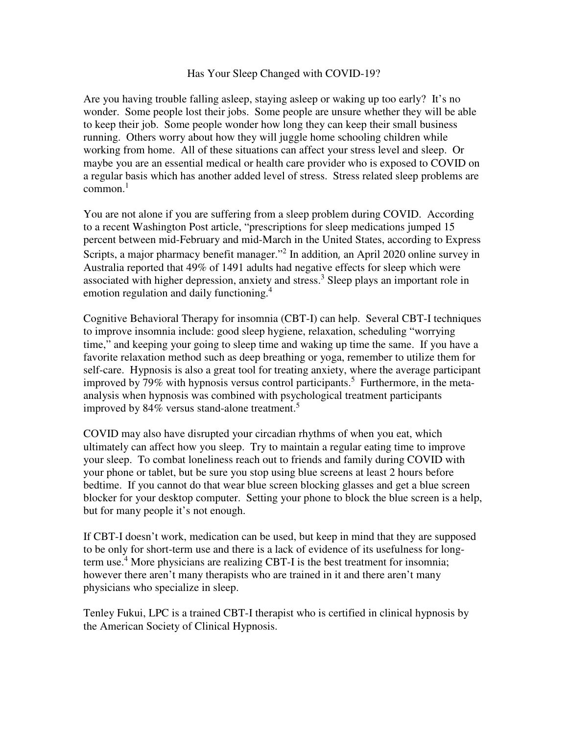# Has Your Sleep Changed with COVID-19?

Are you having trouble falling asleep, staying asleep or waking up too early? It's no wonder. Some people lost their jobs. Some people are unsure whether they will be able to keep their job. Some people wonder how long they can keep their small business running. Others worry about how they will juggle home schooling children while working from home. All of these situations can affect your stress level and sleep. Or maybe you are an essential medical or health care provider who is exposed to COVID on a regular basis which has another added level of stress. Stress related sleep problems are common.[1]

You are not alone if you are suffering from a sleep problem during COVID. According to a recent Washington Post article, "prescriptions for sleep medications jumped 15 percent between mid-February and mid-March in the United States, according to Express Scripts, a major pharmacy benefit manager."[2] In addition, an April 2020 online survey in Australia reported that 49% of 1491 adults had negative effects for sleep which were associated with higher depression, anxiety and stress.[3] Sleep plays an important role in emotion regulation and daily functioning.[4]

Cognitive Behavioral Therapy for insomnia (CBT-I) can help. Several CBT-I techniques to improve insomnia include: good sleep hygiene, relaxation, scheduling "worrying time," and keeping your going to sleep time and waking up time the same. If you have a favorite relaxation method such as deep breathing or yoga, remember to utilize them for self-care. Hypnosis is also a great tool for treating anxiety, where the average participant improved by 79% with hypnosis versus control participants.[5] Furthermore, in the meta-analysis when hypnosis was combined with psychological treatment participants improved by 84% versus stand-alone treatment.[5]

COVID may also have disrupted your circadian rhythms of when you eat, which ultimately can affect how you sleep. Try to maintain a regular eating time to improve your sleep. To combat loneliness reach out to friends and family during COVID with your phone or tablet, but be sure you stop using blue screens at least 2 hours before bedtime. If you cannot do that wear blue screen blocking glasses and get a blue screen blocker for your desktop computer. Setting your phone to block the blue screen is a help, but for many people it's not enough.

If CBT-I doesn't work, medication can be used, but keep in mind that they are supposed to be only for short-term use and there is a lack of evidence of its usefulness for long-term use.[4] More physicians are realizing CBT-I is the best treatment for insomnia; however there aren't many therapists who are trained in it and there aren't many physicians who specialize in sleep.

Tenley Fukui, LPC is a trained CBT-I therapist who is certified in clinical hypnosis by the American Society of Clinical Hypnosis.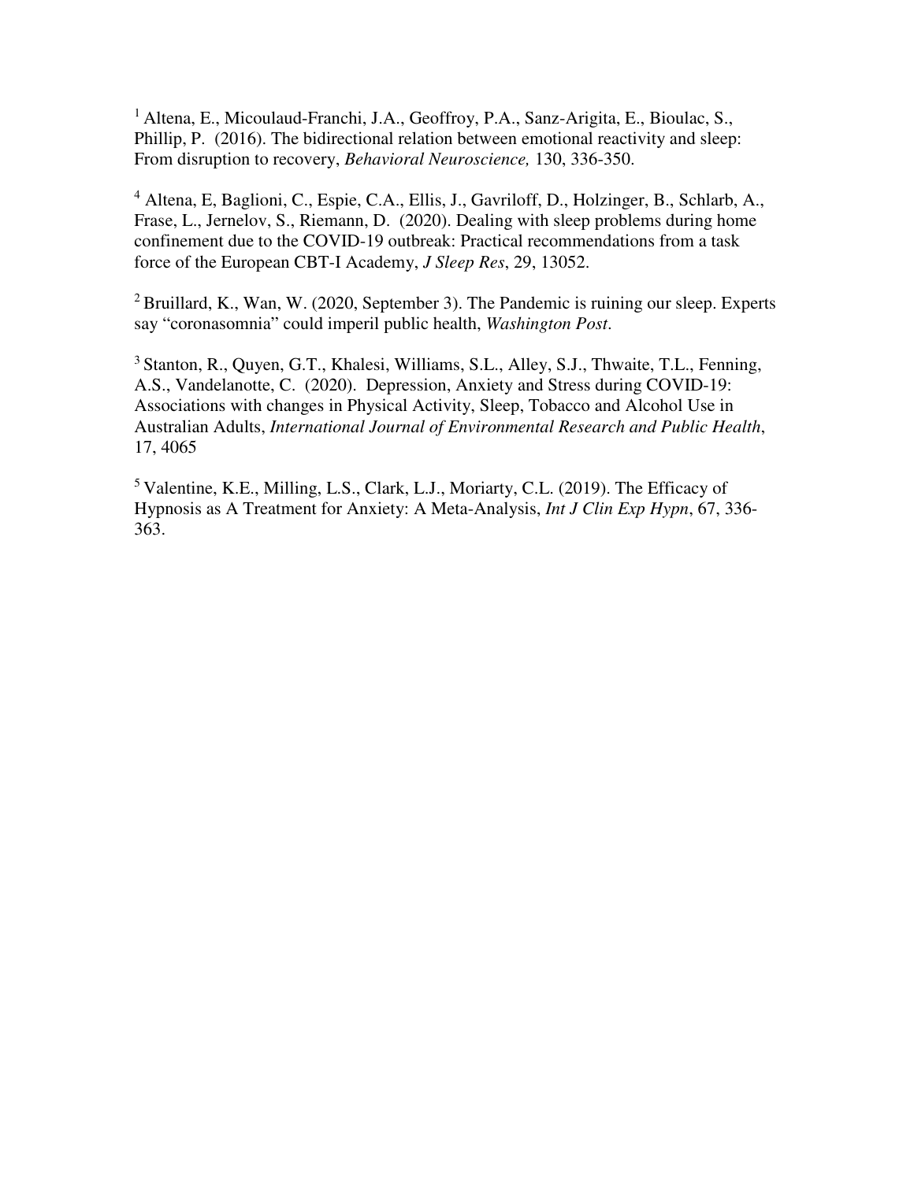[1] Altena, E., Micoulaud-Franchi, J.A., Geoffroy, P.A., Sanz-Arigita, E., Bioulac, S., Phillip, P. (2016). The bidirectional relation between emotional reactivity and sleep: From disruption to recovery, *Behavioral Neuroscience,* 130, 336-350.

[4] Altena, E, Baglioni, C., Espie, C.A., Ellis, J., Gavriloff, D., Holzinger, B., Schlarb, A., Frase, L., Jernelov, S., Riemann, D. (2020). Dealing with sleep problems during home confinement due to the COVID-19 outbreak: Practical recommendations from a task force of the European CBT-I Academy, *J Sleep Res*, 29, 13052.

[2] Bruillard, K., Wan, W. (2020, September 3). The Pandemic is ruining our sleep. Experts say "coronasomnia" could imperil public health, *Washington Post*.

[3] Stanton, R., Quyen, G.T., Khalesi, Williams, S.L., Alley, S.J., Thwaite, T.L., Fenning, A.S., Vandelanotte, C. (2020). Depression, Anxiety and Stress during COVID-19: Associations with changes in Physical Activity, Sleep, Tobacco and Alcohol Use in Australian Adults, *International Journal of Environmental Research and Public Health*, 17, 4065

[5] Valentine, K.E., Milling, L.S., Clark, L.J., Moriarty, C.L. (2019). The Efficacy of Hypnosis as A Treatment for Anxiety: A Meta-Analysis, *Int J Clin Exp Hypn*, 67, 336-363.